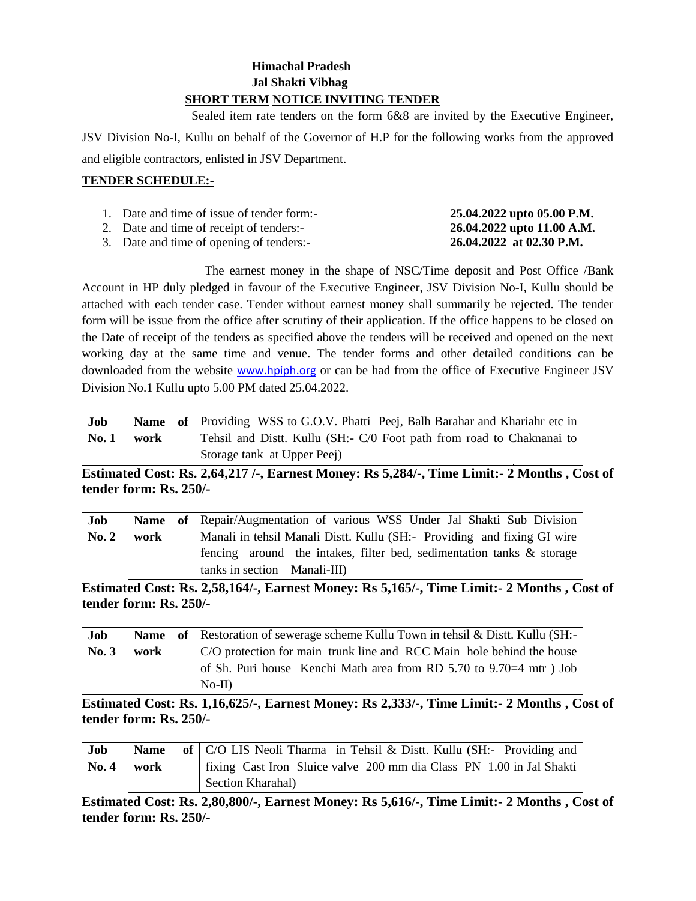**Himachal Pradesh**
**Jal Shakti Vibhag**
**SHORT TERM NOTICE INVITING TENDER**

Sealed item rate tenders on the form 6&8 are invited by the Executive Engineer, JSV Division No-I, Kullu on behalf of the Governor of H.P for the following works from the approved and eligible contractors, enlisted in JSV Department.

**TENDER SCHEDULE:-**

1. Date and time of issue of tender form:- **25.04.2022 upto 05.00 P.M.**
2. Date and time of receipt of tenders:- **26.04.2022 upto 11.00 A.M.**
3. Date and time of opening of tenders:- **26.04.2022 at 02.30 P.M.**

The earnest money in the shape of NSC/Time deposit and Post Office /Bank Account in HP duly pledged in favour of the Executive Engineer, JSV Division No-I, Kullu should be attached with each tender case. Tender without earnest money shall summarily be rejected. The tender form will be issue from the office after scrutiny of their application. If the office happens to be closed on the Date of receipt of the tenders as specified above the tenders will be received and opened on the next working day at the same time and venue. The tender forms and other detailed conditions can be downloaded from the website www.hpiph.org or can be had from the office of Executive Engineer JSV Division No.1 Kullu upto 5.00 PM dated 25.04.2022.

| **Job No. 1** | **Name of work** | Providing WSS to G.O.V. Phatti Peej, Balh Barahar and Khariahr etc in Tehsil and Distt. Kullu (SH:- C/0 Foot path from road to Chaknanai to Storage tank at Upper Peej) |
|---|---|---|

**Estimated Cost: Rs. 2,64,217 /-, Earnest Money: Rs 5,284/-, Time Limit:- 2 Months , Cost of tender form: Rs. 250/-**

| **Job No. 2** | **Name of work** | Repair/Augmentation of various WSS Under Jal Shakti Sub Division Manali in tehsil Manali Distt. Kullu (SH:- Providing and fixing GI wire fencing around the intakes, filter bed, sedimentation tanks & storage tanks in section Manali-III) |
|---|---|---|

**Estimated Cost: Rs. 2,58,164/-, Earnest Money: Rs 5,165/-, Time Limit:- 2 Months , Cost of tender form: Rs. 250/-**

| **Job No. 3** | **Name of work** | Restoration of sewerage scheme Kullu Town in tehsil & Distt. Kullu (SH:- C/O protection for main trunk line and RCC Main hole behind the house of Sh. Puri house Kenchi Math area from RD 5.70 to 9.70=4 mtr ) Job No-II) |
|---|---|---|

**Estimated Cost: Rs. 1,16,625/-, Earnest Money: Rs 2,333/-, Time Limit:- 2 Months , Cost of tender form: Rs. 250/-**

| **Job No. 4** | **Name of work** | C/O LIS Neoli Tharma in Tehsil & Distt. Kullu (SH:- Providing and fixing Cast Iron Sluice valve 200 mm dia Class PN 1.00 in Jal Shakti Section Kharahal) |
|---|---|---|

**Estimated Cost: Rs. 2,80,800/-, Earnest Money: Rs 5,616/-, Time Limit:- 2 Months , Cost of tender form: Rs. 250/-**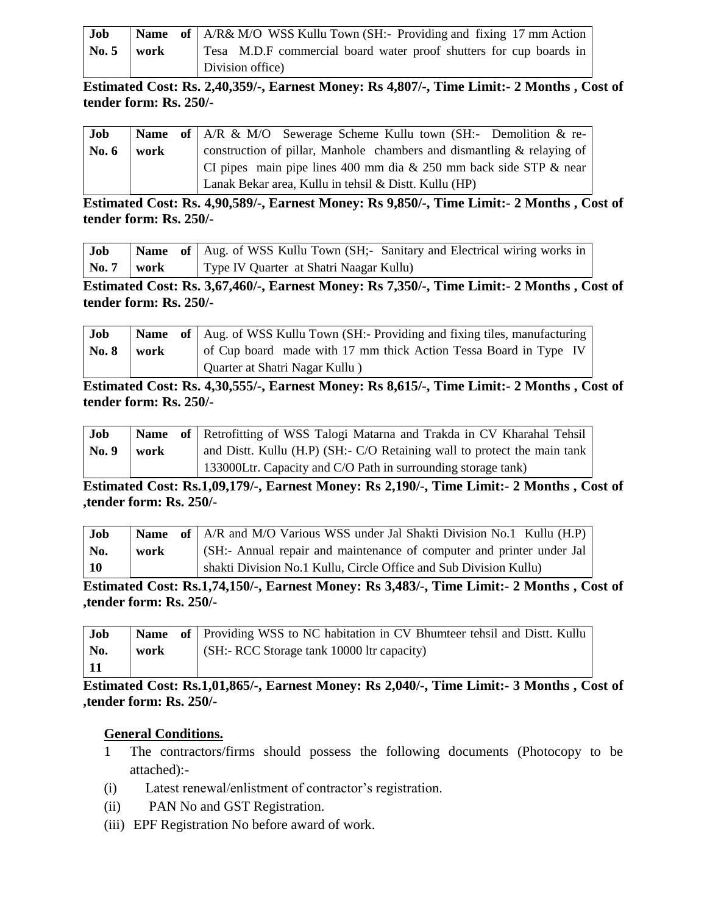| Job No. 5 | Name of work | A/R& M/O WSS Kullu Town (SH:- Providing and fixing 17 mm Action Tesa M.D.F commercial board water proof shutters for cup boards in Division office) |
|---|---|---|

**Estimated Cost: Rs. 2,40,359/-, Earnest Money: Rs 4,807/-, Time Limit:- 2 Months , Cost of tender form: Rs. 250/-**

| Job No. 6 | Name of work | A/R & M/O Sewerage Scheme Kullu town (SH:- Demolition & re-construction of pillar, Manhole chambers and dismantling & relaying of CI pipes main pipe lines 400 mm dia & 250 mm back side STP & near Lanak Bekar area, Kullu in tehsil & Distt. Kullu (HP) |
|---|---|---|

**Estimated Cost: Rs. 4,90,589/-, Earnest Money: Rs 9,850/-, Time Limit:- 2 Months , Cost of tender form: Rs. 250/-**

| Job No. 7 | Name of work | Aug. of WSS Kullu Town (SH;- Sanitary and Electrical wiring works in Type IV Quarter at Shatri Naagar Kullu) |
|---|---|---|

**Estimated Cost: Rs. 3,67,460/-, Earnest Money: Rs 7,350/-, Time Limit:- 2 Months , Cost of tender form: Rs. 250/-**

| Job No. 8 | Name of work | Aug. of WSS Kullu Town (SH:- Providing and fixing tiles, manufacturing of Cup board made with 17 mm thick Action Tessa Board in Type IV Quarter at Shatri Nagar Kullu ) |
|---|---|---|

**Estimated Cost: Rs. 4,30,555/-, Earnest Money: Rs 8,615/-, Time Limit:- 2 Months , Cost of tender form: Rs. 250/-**

| Job No. 9 | Name of work | Retrofitting of WSS Talogi Matarna and Trakda in CV Kharahal Tehsil and Distt. Kullu (H.P) (SH:- C/O Retaining wall to protect the main tank 133000Ltr. Capacity and C/O Path in surrounding storage tank) |
|---|---|---|

**Estimated Cost: Rs.1,09,179/-, Earnest Money: Rs 2,190/-, Time Limit:- 2 Months , Cost of ,tender form: Rs. 250/-**

| Job No. 10 | Name of work | A/R and M/O Various WSS under Jal Shakti Division No.1 Kullu (H.P) (SH:- Annual repair and maintenance of computer and printer under Jal shakti Division No.1 Kullu, Circle Office and Sub Division Kullu) |
|---|---|---|

**Estimated Cost: Rs.1,74,150/-, Earnest Money: Rs 3,483/-, Time Limit:- 2 Months , Cost of ,tender form: Rs. 250/-**

| Job No. 11 | Name of work | Providing WSS to NC habitation in CV Bhumteer tehsil and Distt. Kullu (SH:- RCC Storage tank 10000 ltr capacity) |
|---|---|---|

**Estimated Cost: Rs.1,01,865/-, Earnest Money: Rs 2,040/-, Time Limit:- 3 Months , Cost of ,tender form: Rs. 250/-**

**General Conditions.**

1 The contractors/firms should possess the following documents (Photocopy to be attached):-

(i) Latest renewal/enlistment of contractor's registration.

(ii) PAN No and GST Registration.

(iii) EPF Registration No before award of work.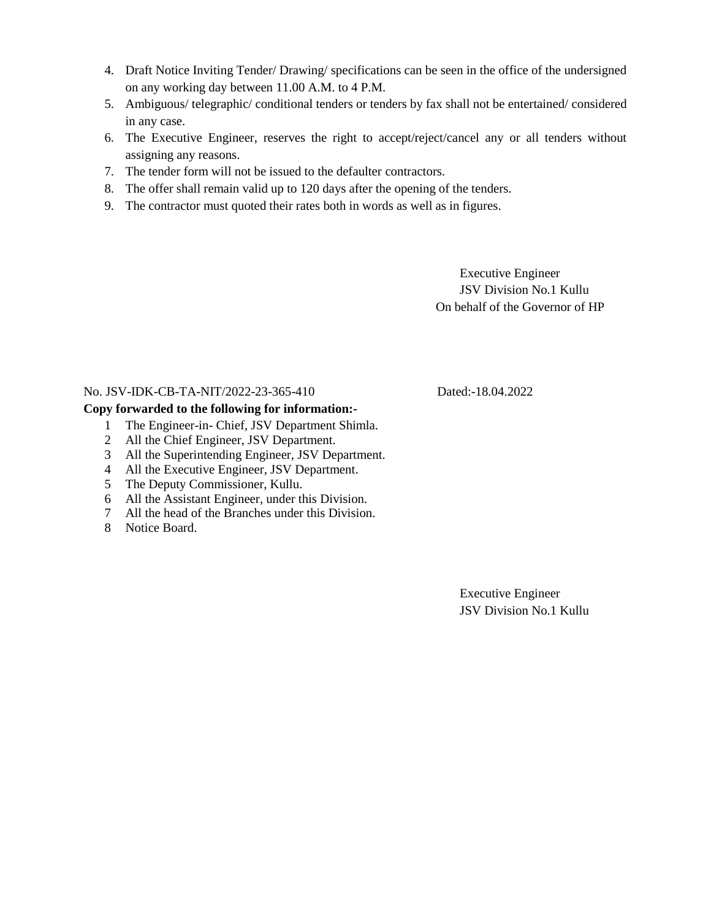4. Draft Notice Inviting Tender/ Drawing/ specifications can be seen in the office of the undersigned on any working day between 11.00 A.M. to 4 P.M.
5. Ambiguous/ telegraphic/ conditional tenders or tenders by fax shall not be entertained/ considered in any case.
6. The Executive Engineer, reserves the right to accept/reject/cancel any or all tenders without assigning any reasons.
7. The tender form will not be issued to the defaulter contractors.
8. The offer shall remain valid up to 120 days after the opening of the tenders.
9. The contractor must quoted their rates both in words as well as in figures.

Executive Engineer
JSV Division No.1 Kullu
On behalf of the Governor of HP

No. JSV-IDK-CB-TA-NIT/2022-23-365-410 Dated:-18.04.2022

**Copy forwarded to the following for information:-**

1. The Engineer-in- Chief, JSV Department Shimla.
2. All the Chief Engineer, JSV Department.
3. All the Superintending Engineer, JSV Department.
4. All the Executive Engineer, JSV Department.
5. The Deputy Commissioner, Kullu.
6. All the Assistant Engineer, under this Division.
7. All the head of the Branches under this Division.
8. Notice Board.

Executive Engineer
JSV Division No.1 Kullu